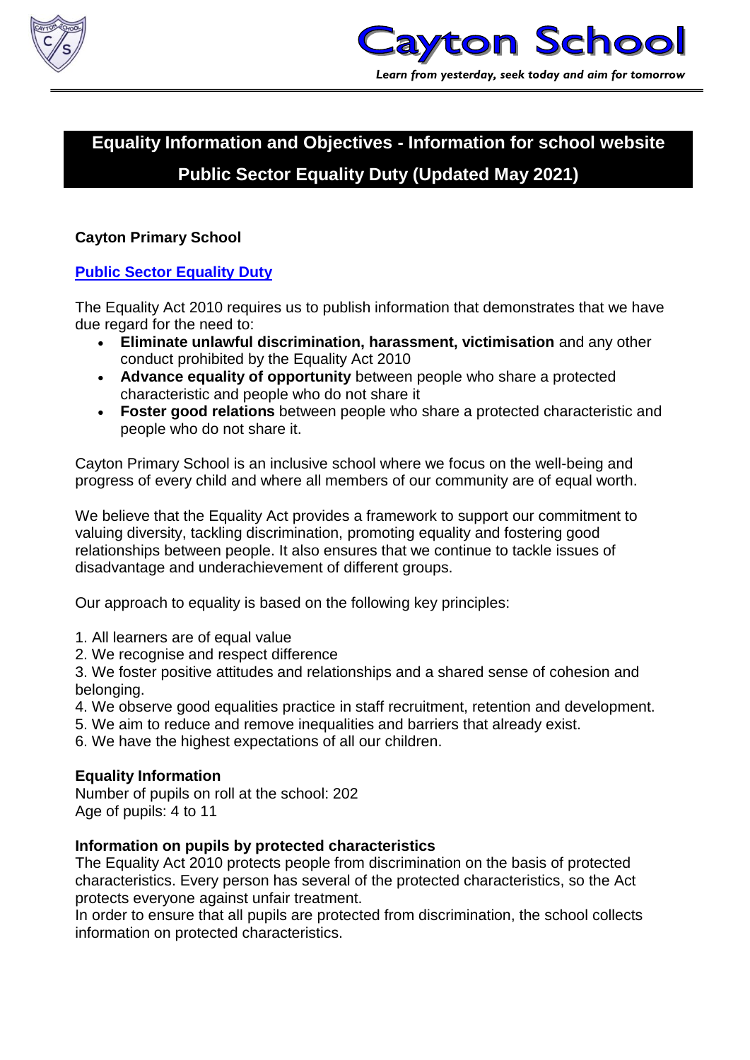# Cayton School

*Learn from yesterday, seek today and aim for tomorrow*

## Equality Information and Objectives - Information for school website

## Public Sector Equality Duty (Updated May 2021)

**Cayton Primary School**

**Public Sector Equality Duty**

The Equality Act 2010 requires us to publish information that demonstrates that we have due regard for the need to:

- **Eliminate unlawful discrimination, harassment, victimisation** and any other conduct prohibited by the Equality Act 2010
- **Advance equality of opportunity** between people who share a protected characteristic and people who do not share it
- **Foster good relations** between people who share a protected characteristic and people who do not share it.

Cayton Primary School is an inclusive school where we focus on the well-being and progress of every child and where all members of our community are of equal worth.

We believe that the Equality Act provides a framework to support our commitment to valuing diversity, tackling discrimination, promoting equality and fostering good relationships between people. It also ensures that we continue to tackle issues of disadvantage and underachievement of different groups.

Our approach to equality is based on the following key principles:

1. All learners are of equal value
2. We recognise and respect difference
3. We foster positive attitudes and relationships and a shared sense of cohesion and belonging.
4. We observe good equalities practice in staff recruitment, retention and development.
5. We aim to reduce and remove inequalities and barriers that already exist.
6. We have the highest expectations of all our children.

**Equality Information**

Number of pupils on roll at the school: 202
Age of pupils: 4 to 11

**Information on pupils by protected characteristics**

The Equality Act 2010 protects people from discrimination on the basis of protected characteristics. Every person has several of the protected characteristics, so the Act protects everyone against unfair treatment.

In order to ensure that all pupils are protected from discrimination, the school collects information on protected characteristics.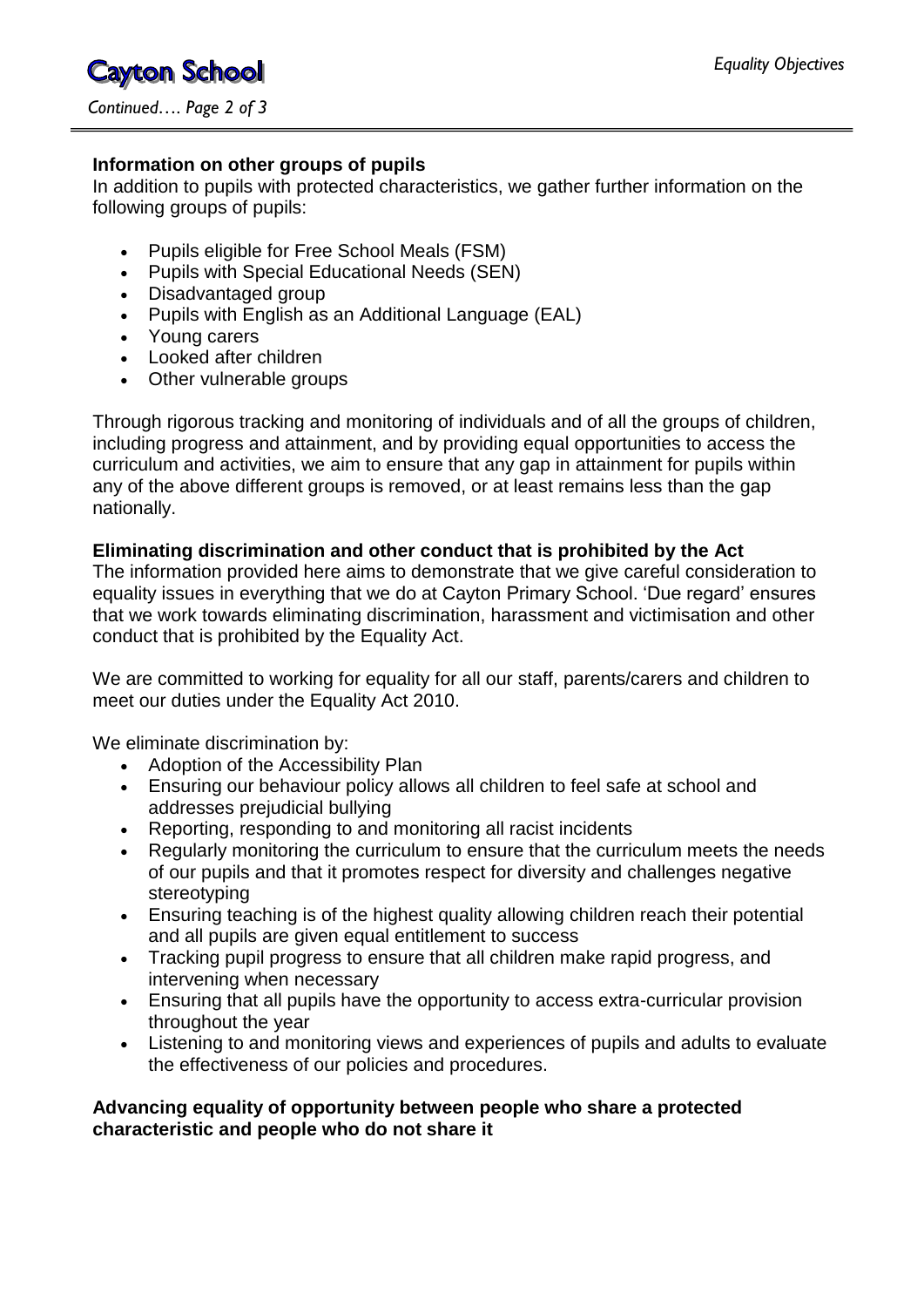### Information on other groups of pupils

In addition to pupils with protected characteristics, we gather further information on the following groups of pupils:

- Pupils eligible for Free School Meals (FSM)
- Pupils with Special Educational Needs (SEN)
- Disadvantaged group
- Pupils with English as an Additional Language (EAL)
- Young carers
- Looked after children
- Other vulnerable groups

Through rigorous tracking and monitoring of individuals and of all the groups of children, including progress and attainment, and by providing equal opportunities to access the curriculum and activities, we aim to ensure that any gap in attainment for pupils within any of the above different groups is removed, or at least remains less than the gap nationally.

### Eliminating discrimination and other conduct that is prohibited by the Act

The information provided here aims to demonstrate that we give careful consideration to equality issues in everything that we do at Cayton Primary School. 'Due regard' ensures that we work towards eliminating discrimination, harassment and victimisation and other conduct that is prohibited by the Equality Act.

We are committed to working for equality for all our staff, parents/carers and children to meet our duties under the Equality Act 2010.

We eliminate discrimination by:

- Adoption of the Accessibility Plan
- Ensuring our behaviour policy allows all children to feel safe at school and addresses prejudicial bullying
- Reporting, responding to and monitoring all racist incidents
- Regularly monitoring the curriculum to ensure that the curriculum meets the needs of our pupils and that it promotes respect for diversity and challenges negative stereotyping
- Ensuring teaching is of the highest quality allowing children reach their potential and all pupils are given equal entitlement to success
- Tracking pupil progress to ensure that all children make rapid progress, and intervening when necessary
- Ensuring that all pupils have the opportunity to access extra-curricular provision throughout the year
- Listening to and monitoring views and experiences of pupils and adults to evaluate the effectiveness of our policies and procedures.

### Advancing equality of opportunity between people who share a protected characteristic and people who do not share it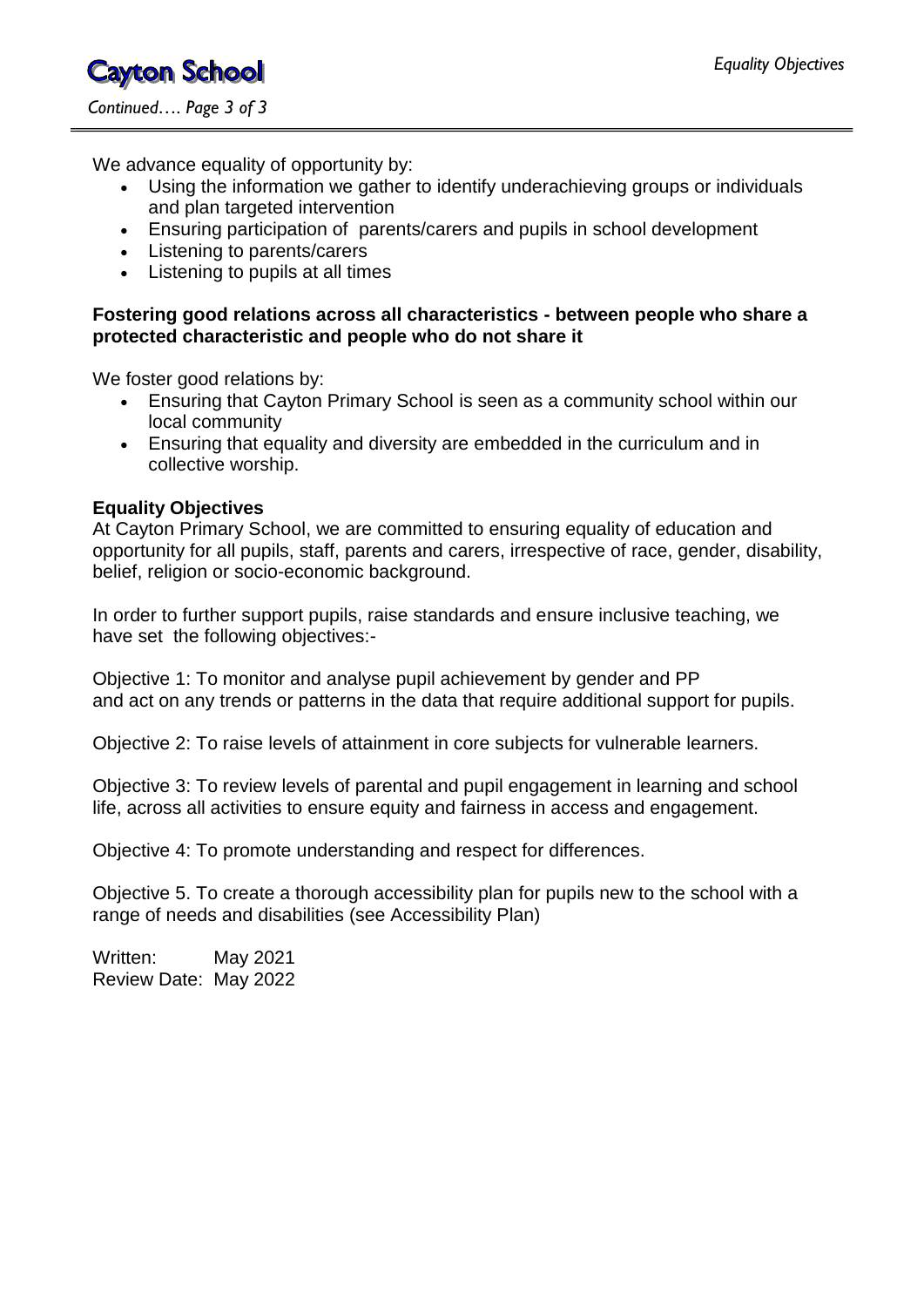We advance equality of opportunity by:

- Using the information we gather to identify underachieving groups or individuals and plan targeted intervention
- Ensuring participation of parents/carers and pupils in school development
- Listening to parents/carers
- Listening to pupils at all times

**Fostering good relations across all characteristics - between people who share a protected characteristic and people who do not share it**

We foster good relations by:

- Ensuring that Cayton Primary School is seen as a community school within our local community
- Ensuring that equality and diversity are embedded in the curriculum and in collective worship.

**Equality Objectives**

At Cayton Primary School, we are committed to ensuring equality of education and opportunity for all pupils, staff, parents and carers, irrespective of race, gender, disability, belief, religion or socio-economic background.

In order to further support pupils, raise standards and ensure inclusive teaching, we have set the following objectives:-

Objective 1: To monitor and analyse pupil achievement by gender and PP and act on any trends or patterns in the data that require additional support for pupils.

Objective 2: To raise levels of attainment in core subjects for vulnerable learners.

Objective 3: To review levels of parental and pupil engagement in learning and school life, across all activities to ensure equity and fairness in access and engagement.

Objective 4: To promote understanding and respect for differences.

Objective 5. To create a thorough accessibility plan for pupils new to the school with a range of needs and disabilities (see Accessibility Plan)

Written: May 2021
Review Date: May 2022